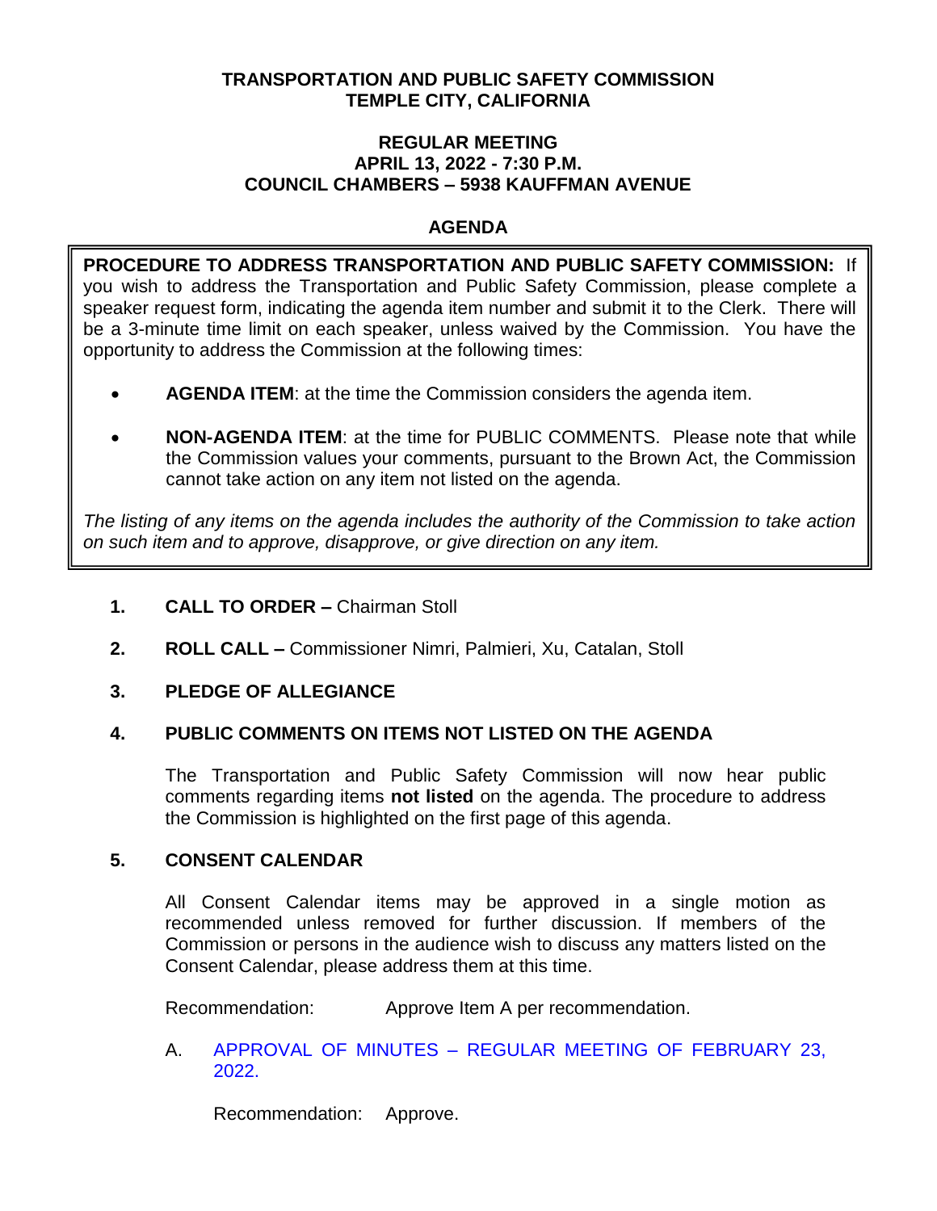# TRANSPORTATION AND PUBLIC SAFETY COMMISSION
# TEMPLE CITY, CALIFORNIA

## REGULAR MEETING
## APRIL 13, 2022 - 7:30 P.M.
## COUNCIL CHAMBERS – 5938 KAUFFMAN AVENUE

## AGENDA

**PROCEDURE TO ADDRESS TRANSPORTATION AND PUBLIC SAFETY COMMISSION:** If you wish to address the Transportation and Public Safety Commission, please complete a speaker request form, indicating the agenda item number and submit it to the Clerk. There will be a 3-minute time limit on each speaker, unless waived by the Commission. You have the opportunity to address the Commission at the following times:

- **AGENDA ITEM**: at the time the Commission considers the agenda item.
- **NON-AGENDA ITEM**: at the time for PUBLIC COMMENTS. Please note that while the Commission values your comments, pursuant to the Brown Act, the Commission cannot take action on any item not listed on the agenda.

*The listing of any items on the agenda includes the authority of the Commission to take action on such item and to approve, disapprove, or give direction on any item.*

**1. CALL TO ORDER –** Chairman Stoll

**2. ROLL CALL –** Commissioner Nimri, Palmieri, Xu, Catalan, Stoll

**3. PLEDGE OF ALLEGIANCE**

**4. PUBLIC COMMENTS ON ITEMS NOT LISTED ON THE AGENDA**

The Transportation and Public Safety Commission will now hear public comments regarding items **not listed** on the agenda. The procedure to address the Commission is highlighted on the first page of this agenda.

**5. CONSENT CALENDAR**

All Consent Calendar items may be approved in a single motion as recommended unless removed for further discussion. If members of the Commission or persons in the audience wish to discuss any matters listed on the Consent Calendar, please address them at this time.

Recommendation: Approve Item A per recommendation.

A. APPROVAL OF MINUTES – REGULAR MEETING OF FEBRUARY 23, 2022.

Recommendation: Approve.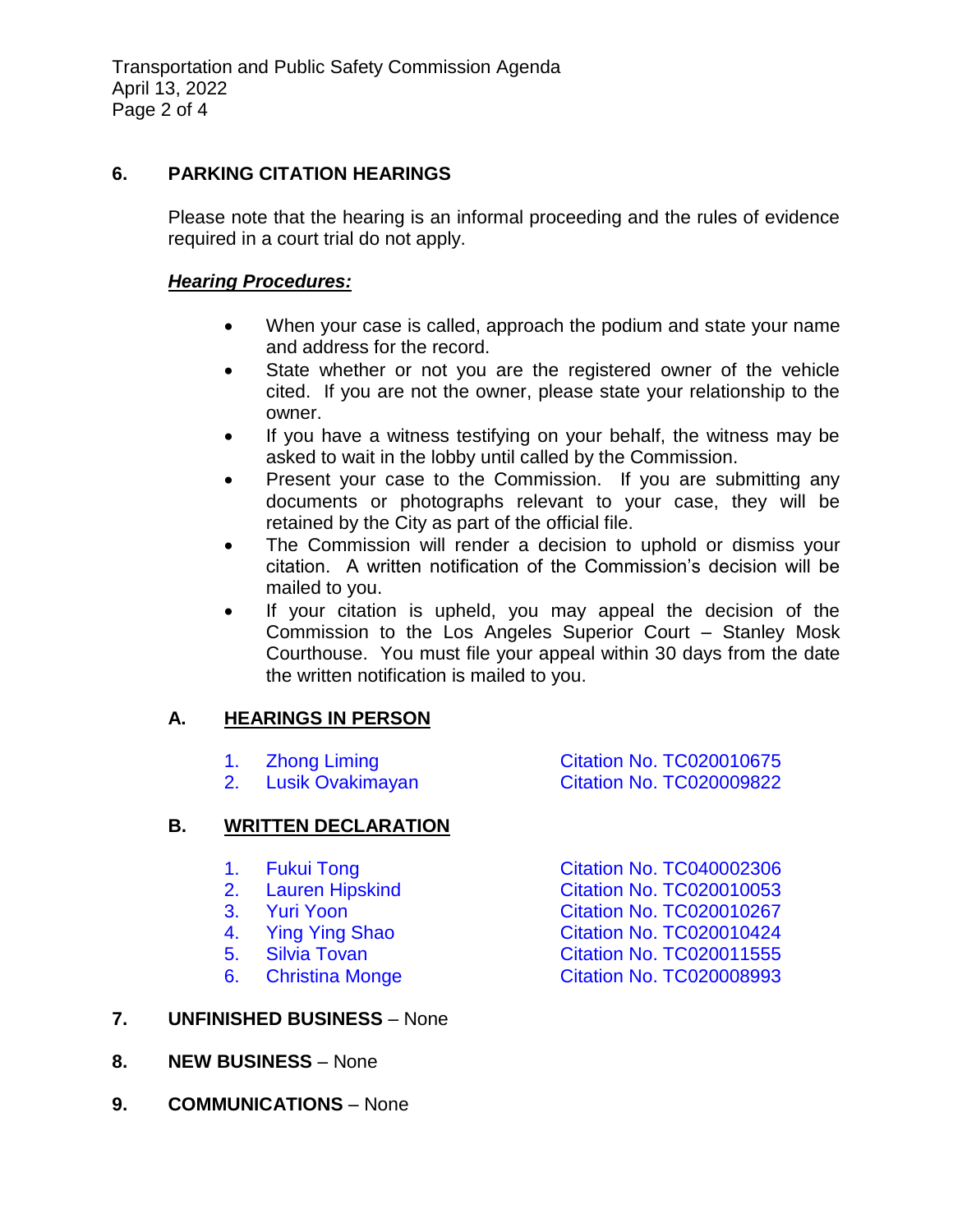## 6. PARKING CITATION HEARINGS

Please note that the hearing is an informal proceeding and the rules of evidence required in a court trial do not apply.

***Hearing Procedures:***

- When your case is called, approach the podium and state your name and address for the record.
- State whether or not you are the registered owner of the vehicle cited. If you are not the owner, please state your relationship to the owner.
- If you have a witness testifying on your behalf, the witness may be asked to wait in the lobby until called by the Commission.
- Present your case to the Commission. If you are submitting any documents or photographs relevant to your case, they will be retained by the City as part of the official file.
- The Commission will render a decision to uphold or dismiss your citation. A written notification of the Commission's decision will be mailed to you.
- If your citation is upheld, you may appeal the decision of the Commission to the Los Angeles Superior Court – Stanley Mosk Courthouse. You must file your appeal within 30 days from the date the written notification is mailed to you.

### A. HEARINGS IN PERSON

1. Zhong Liming — Citation No. TC020010675
2. Lusik Ovakimayan — Citation No. TC020009822

### B. WRITTEN DECLARATION

1. Fukui Tong — Citation No. TC040002306
2. Lauren Hipskind — Citation No. TC020010053
3. Yuri Yoon — Citation No. TC020010267
4. Ying Ying Shao — Citation No. TC020010424
5. Silvia Tovan — Citation No. TC020011555
6. Christina Monge — Citation No. TC020008993

## 7. UNFINISHED BUSINESS – None

## 8. NEW BUSINESS – None

## 9. COMMUNICATIONS – None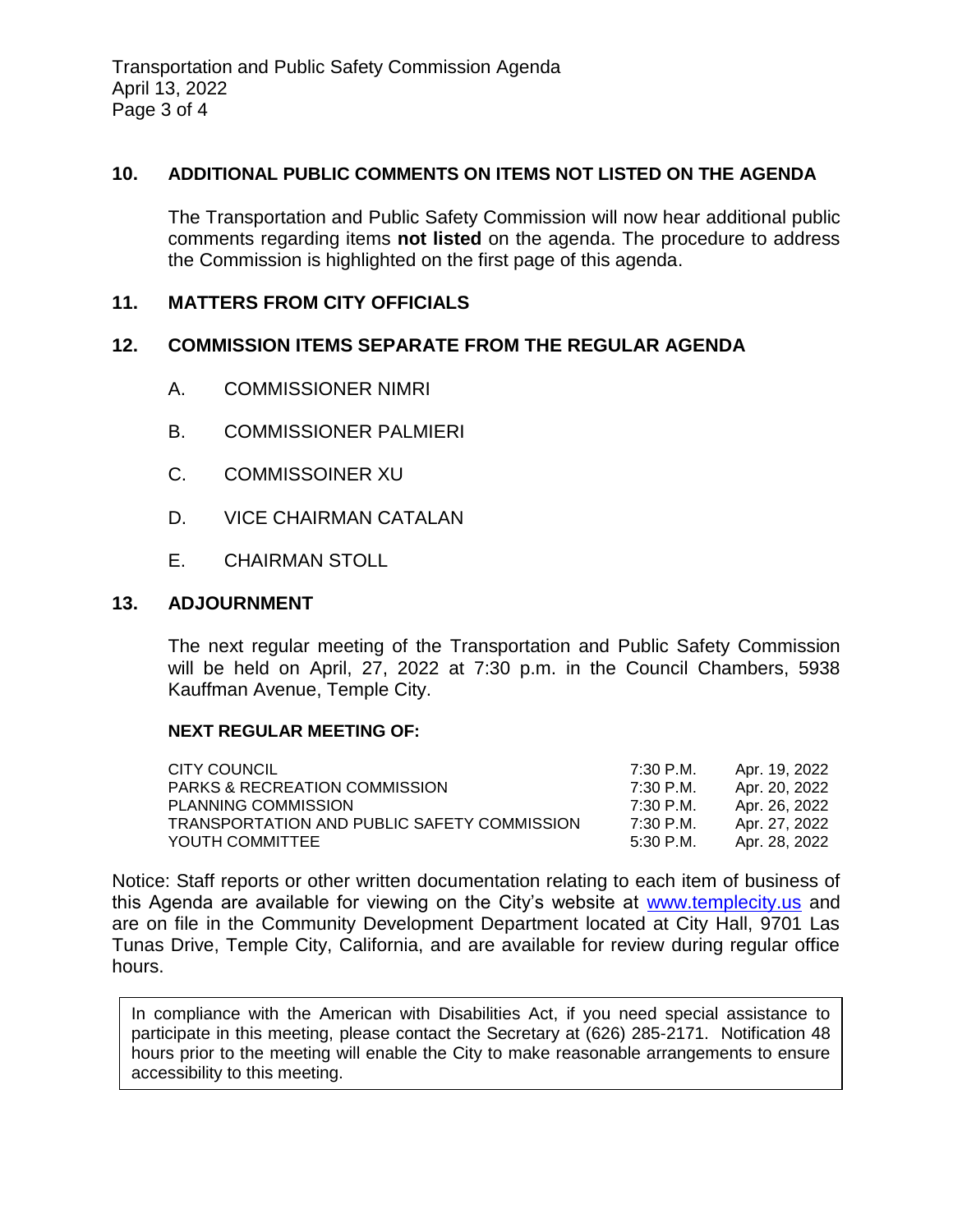## 10. ADDITIONAL PUBLIC COMMENTS ON ITEMS NOT LISTED ON THE AGENDA

The Transportation and Public Safety Commission will now hear additional public comments regarding items **not listed** on the agenda. The procedure to address the Commission is highlighted on the first page of this agenda.

## 11. MATTERS FROM CITY OFFICIALS

## 12. COMMISSION ITEMS SEPARATE FROM THE REGULAR AGENDA

A. COMMISSIONER NIMRI

B. COMMISSIONER PALMIERI

C. COMMISSOINER XU

D. VICE CHAIRMAN CATALAN

E. CHAIRMAN STOLL

## 13. ADJOURNMENT

The next regular meeting of the Transportation and Public Safety Commission will be held on April, 27, 2022 at 7:30 p.m. in the Council Chambers, 5938 Kauffman Avenue, Temple City.

**NEXT REGULAR MEETING OF:**

| | | |
|---|---|---|
| CITY COUNCIL | 7:30 P.M. | Apr. 19, 2022 |
| PARKS & RECREATION COMMISSION | 7:30 P.M. | Apr. 20, 2022 |
| PLANNING COMMISSION | 7:30 P.M. | Apr. 26, 2022 |
| TRANSPORTATION AND PUBLIC SAFETY COMMISSION | 7:30 P.M. | Apr. 27, 2022 |
| YOUTH COMMITTEE | 5:30 P.M. | Apr. 28, 2022 |

Notice: Staff reports or other written documentation relating to each item of business of this Agenda are available for viewing on the City's website at www.templecity.us and are on file in the Community Development Department located at City Hall, 9701 Las Tunas Drive, Temple City, California, and are available for review during regular office hours.

In compliance with the American with Disabilities Act, if you need special assistance to participate in this meeting, please contact the Secretary at (626) 285-2171. Notification 48 hours prior to the meeting will enable the City to make reasonable arrangements to ensure accessibility to this meeting.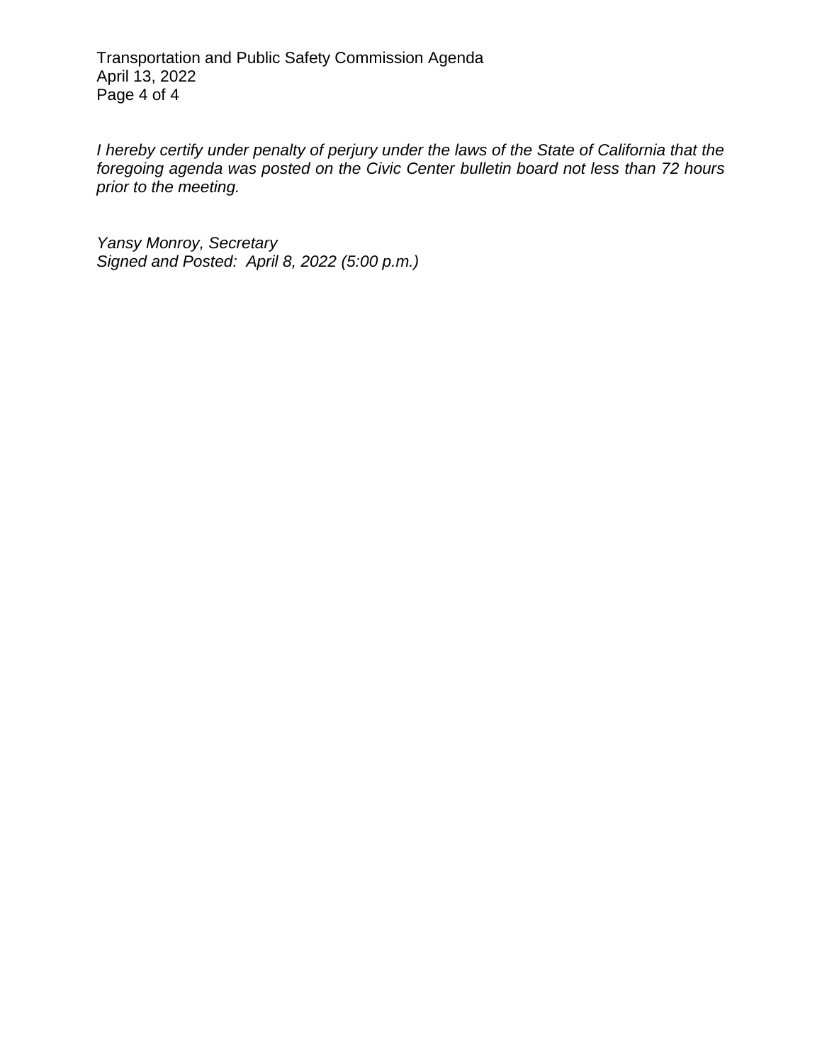*I hereby certify under penalty of perjury under the laws of the State of California that the foregoing agenda was posted on the Civic Center bulletin board not less than 72 hours prior to the meeting.*

*Yansy Monroy, Secretary*
*Signed and Posted: April 8, 2022 (5:00 p.m.)*